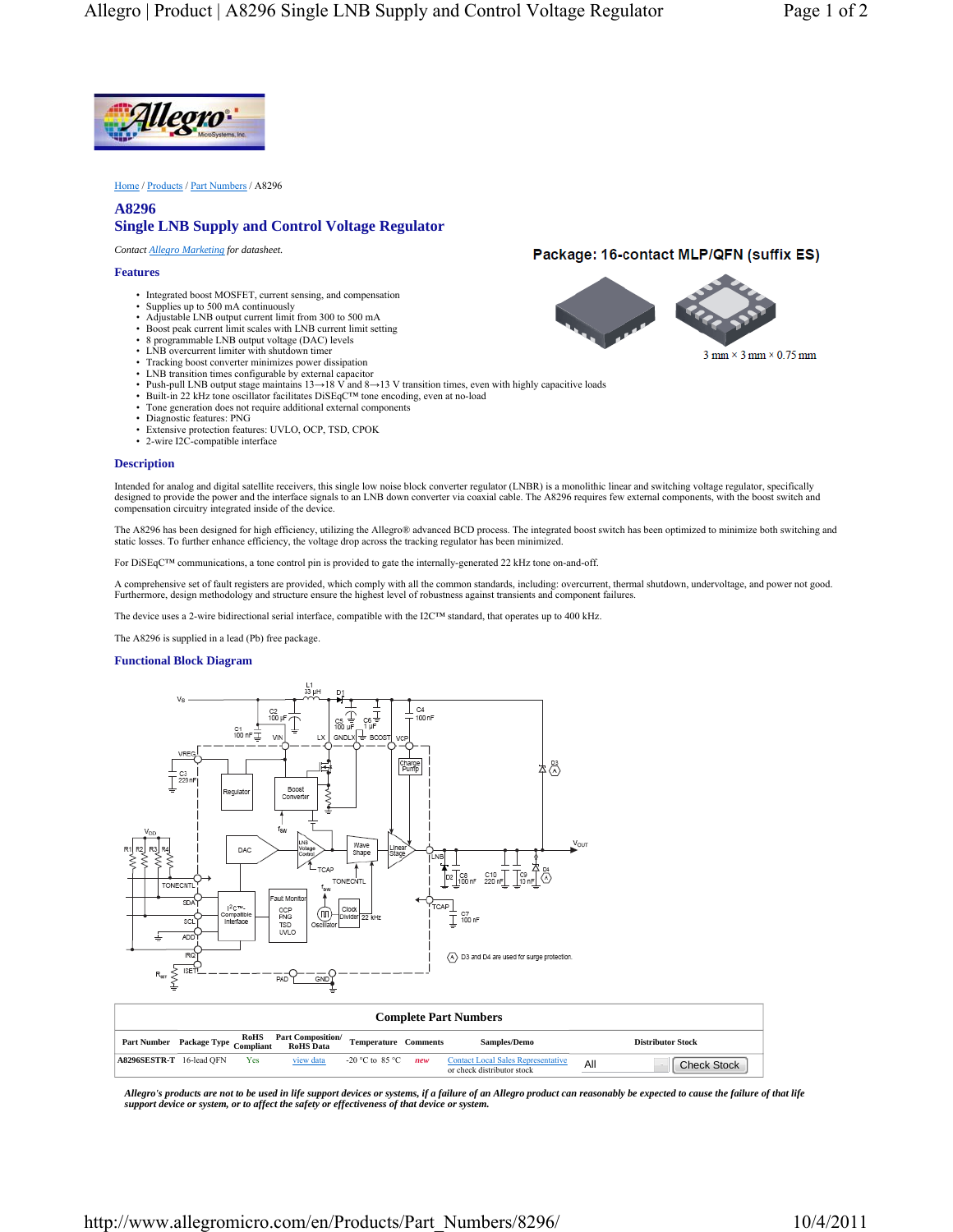Home / Products / Part Numbers / A8296

# A8296
## Single LNB Supply and Control Voltage Regulator

*Contact Allegro Marketing for datasheet.*

**Package: 16-contact MLP/QFN (suffix ES)**

3 mm × 3 mm × 0.75 mm

### Features

- Integrated boost MOSFET, current sensing, and compensation
- Supplies up to 500 mA continuously
- Adjustable LNB output current limit from 300 to 500 mA
- Boost peak current limit scales with LNB current limit setting
- 8 programmable LNB output voltage (DAC) levels
- LNB overcurrent limiter with shutdown timer
- Tracking boost converter minimizes power dissipation
- LNB transition times configurable by external capacitor
- Push-pull LNB output stage maintains 13→18 V and 8→13 V transition times, even with highly capacitive loads
- Built-in 22 kHz tone oscillator facilitates DiSEqC™ tone encoding, even at no-load
- Tone generation does not require additional external components
- Diagnostic features: PNG
- Extensive protection features: UVLO, OCP, TSD, CPOK
- 2-wire I2C-compatible interface

### Description

Intended for analog and digital satellite receivers, this single low noise block converter regulator (LNBR) is a monolithic linear and switching voltage regulator, specifically designed to provide the power and the interface signals to an LNB down converter via coaxial cable. The A8296 requires few external components, with the boost switch and compensation circuitry integrated inside of the device.

The A8296 has been designed for high efficiency, utilizing the Allegro® advanced BCD process. The integrated boost switch has been optimized to minimize both switching and static losses. To further enhance efficiency, the voltage drop across the tracking regulator has been minimized.

For DiSEqC™ communications, a tone control pin is provided to gate the internally-generated 22 kHz tone on-and-off.

A comprehensive set of fault registers are provided, which comply with all the common standards, including: overcurrent, thermal shutdown, undervoltage, and power not good. Furthermore, design methodology and structure ensure the highest level of robustness against transients and component failures.

The device uses a 2-wire bidirectional serial interface, compatible with the I2C™ standard, that operates up to 400 kHz.

The A8296 is supplied in a lead (Pb) free package.

### Functional Block Diagram

D3 and D4 are used for surge protection.

**Complete Part Numbers**

| Part Number | Package Type | RoHS Compliant | Part Composition/ RoHS Data | Temperature | Comments | Samples/Demo | Distributor Stock |
|---|---|---|---|---|---|---|---|
| A8296SESTR-T | 16-lead QFN | Yes | view data | -20 °C to 85 °C | *new* | Contact Local Sales Representative or check distributor stock | All Check Stock |

***Allegro's products are not to be used in life support devices or systems, if a failure of an Allegro product can reasonably be expected to cause the failure of that life support device or system, or to affect the safety or effectiveness of that device or system.***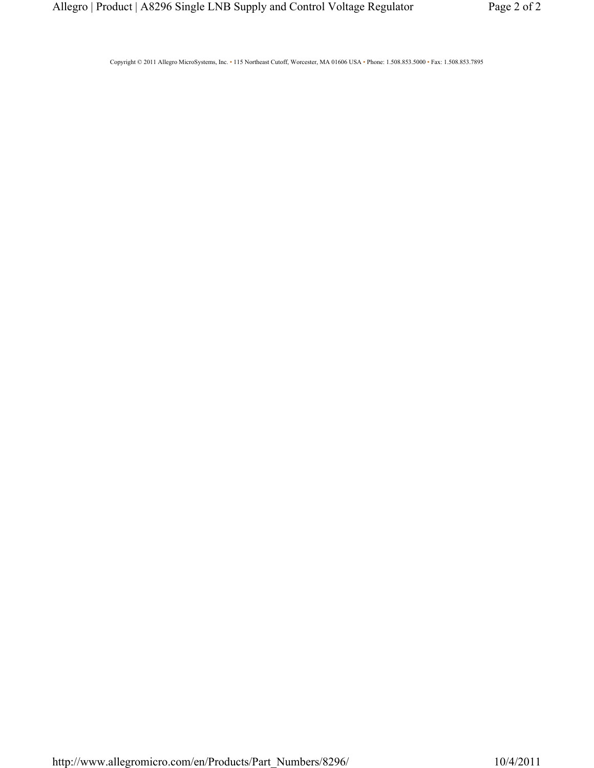Copyright © 2011 Allegro MicroSystems, Inc. • 115 Northeast Cutoff, Worcester, MA 01606 USA • Phone: 1.508.853.5000 • Fax: 1.508.853.7895